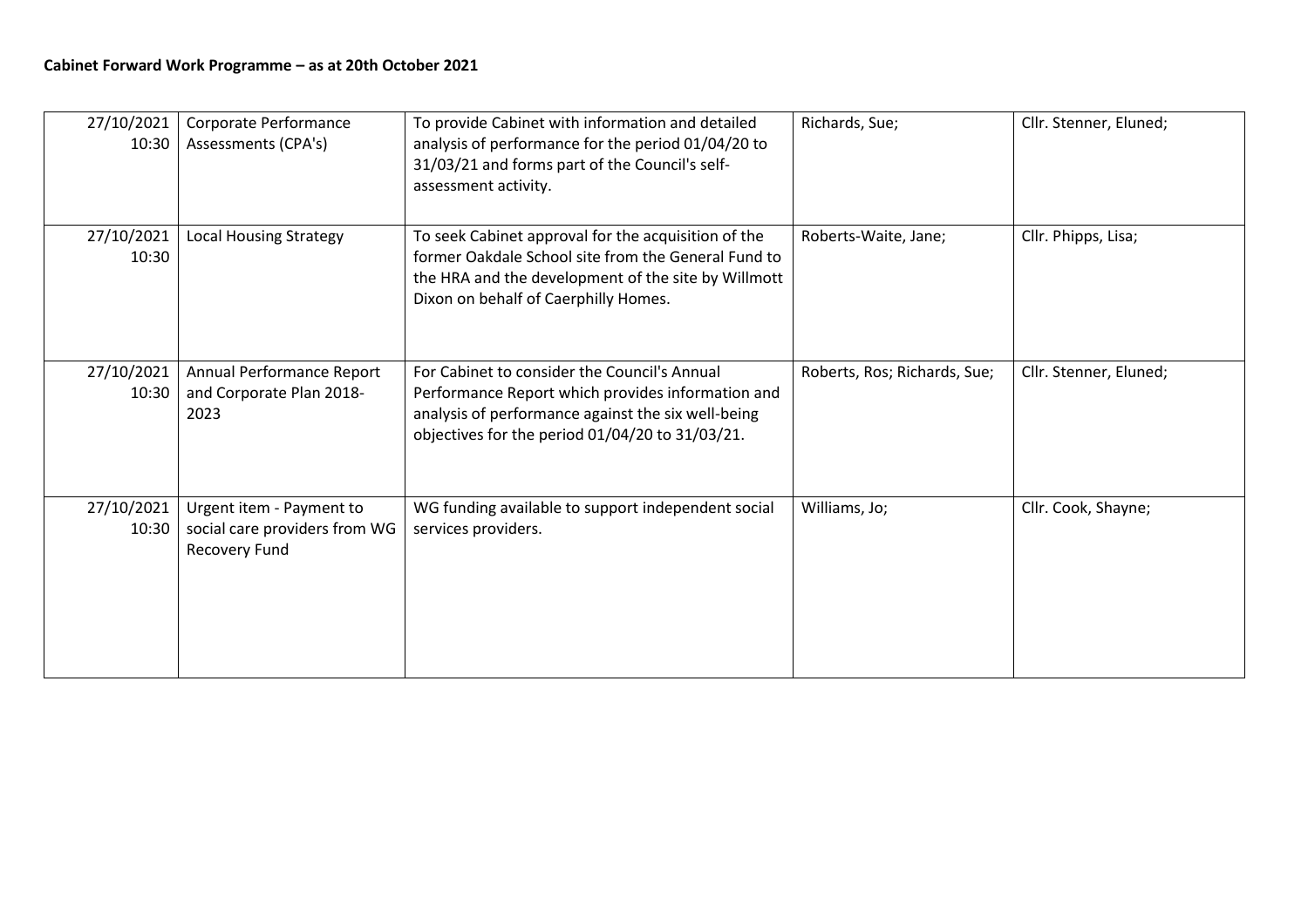**Cabinet Forward Work Programme – as at 20th October 2021**

| | | | | |
|---|---|---|---|---|
| 27/10/2021 10:30 | Corporate Performance Assessments (CPA's) | To provide Cabinet with information and detailed analysis of performance for the period 01/04/20 to 31/03/21 and forms part of the Council's self-assessment activity. | Richards, Sue; | Cllr. Stenner, Eluned; |
| 27/10/2021 10:30 | Local Housing Strategy | To seek Cabinet approval for the acquisition of the former Oakdale School site from the General Fund to the HRA and the development of the site by Willmott Dixon on behalf of Caerphilly Homes. | Roberts-Waite, Jane; | Cllr. Phipps, Lisa; |
| 27/10/2021 10:30 | Annual Performance Report and Corporate Plan 2018-2023 | For Cabinet to consider the Council's Annual Performance Report which provides information and analysis of performance against the six well-being objectives for the period 01/04/20 to 31/03/21. | Roberts, Ros; Richards, Sue; | Cllr. Stenner, Eluned; |
| 27/10/2021 10:30 | Urgent item - Payment to social care providers from WG Recovery Fund | WG funding available to support independent social services providers. | Williams, Jo; | Cllr. Cook, Shayne; |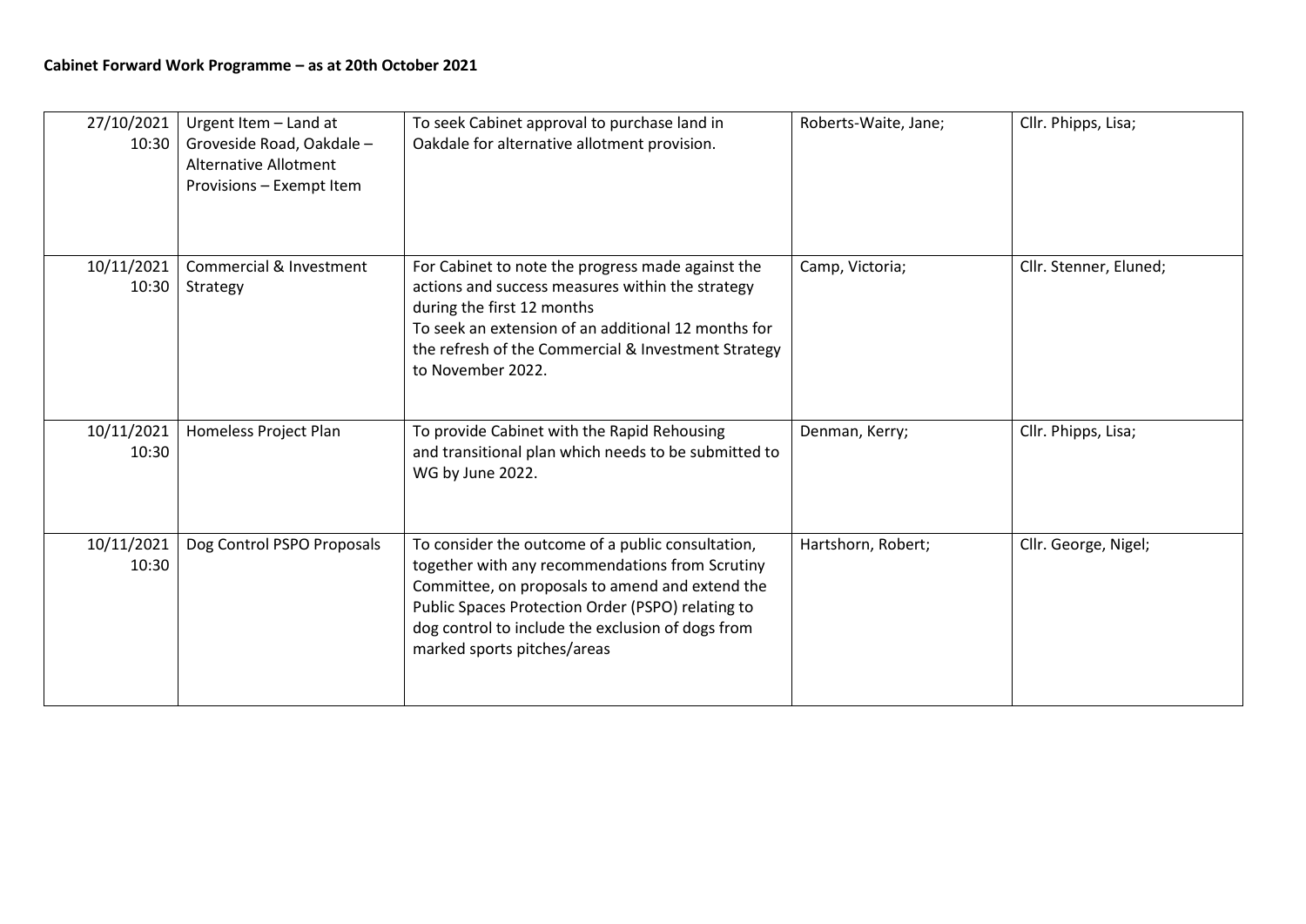**Cabinet Forward Work Programme – as at 20th October 2021**

| | | | | |
|---|---|---|---|---|
| 27/10/2021 10:30 | Urgent Item – Land at Groveside Road, Oakdale – Alternative Allotment Provisions – Exempt Item | To seek Cabinet approval to purchase land in Oakdale for alternative allotment provision. | Roberts-Waite, Jane; | Cllr. Phipps, Lisa; |
| 10/11/2021 10:30 | Commercial & Investment Strategy | For Cabinet to note the progress made against the actions and success measures within the strategy during the first 12 months<br>To seek an extension of an additional 12 months for the refresh of the Commercial & Investment Strategy to November 2022. | Camp, Victoria; | Cllr. Stenner, Eluned; |
| 10/11/2021 10:30 | Homeless Project Plan | To provide Cabinet with the Rapid Rehousing and transitional plan which needs to be submitted to WG by June 2022. | Denman, Kerry; | Cllr. Phipps, Lisa; |
| 10/11/2021 10:30 | Dog Control PSPO Proposals | To consider the outcome of a public consultation, together with any recommendations from Scrutiny Committee, on proposals to amend and extend the Public Spaces Protection Order (PSPO) relating to dog control to include the exclusion of dogs from marked sports pitches/areas | Hartshorn, Robert; | Cllr. George, Nigel; |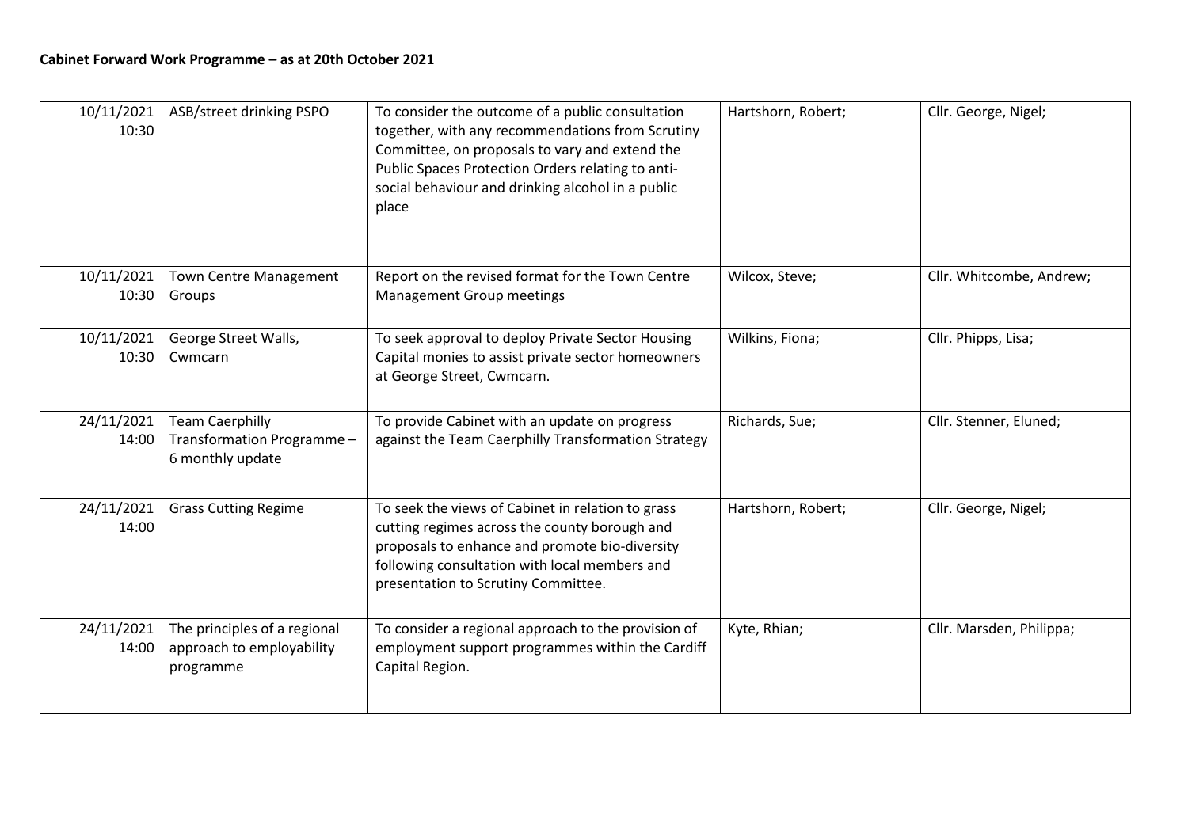**Cabinet Forward Work Programme – as at 20th October 2021**

| | | | | |
|---|---|---|---|---|
| 10/11/2021 10:30 | ASB/street drinking PSPO | To consider the outcome of a public consultation together, with any recommendations from Scrutiny Committee, on proposals to vary and extend the Public Spaces Protection Orders relating to anti-social behaviour and drinking alcohol in a public place | Hartshorn, Robert; | Cllr. George, Nigel; |
| 10/11/2021 10:30 | Town Centre Management Groups | Report on the revised format for the Town Centre Management Group meetings | Wilcox, Steve; | Cllr. Whitcombe, Andrew; |
| 10/11/2021 10:30 | George Street Walls, Cwmcarn | To seek approval to deploy Private Sector Housing Capital monies to assist private sector homeowners at George Street, Cwmcarn. | Wilkins, Fiona; | Cllr. Phipps, Lisa; |
| 24/11/2021 14:00 | Team Caerphilly Transformation Programme – 6 monthly update | To provide Cabinet with an update on progress against the Team Caerphilly Transformation Strategy | Richards, Sue; | Cllr. Stenner, Eluned; |
| 24/11/2021 14:00 | Grass Cutting Regime | To seek the views of Cabinet in relation to grass cutting regimes across the county borough and proposals to enhance and promote bio-diversity following consultation with local members and presentation to Scrutiny Committee. | Hartshorn, Robert; | Cllr. George, Nigel; |
| 24/11/2021 14:00 | The principles of a regional approach to employability programme | To consider a regional approach to the provision of employment support programmes within the Cardiff Capital Region. | Kyte, Rhian; | Cllr. Marsden, Philippa; |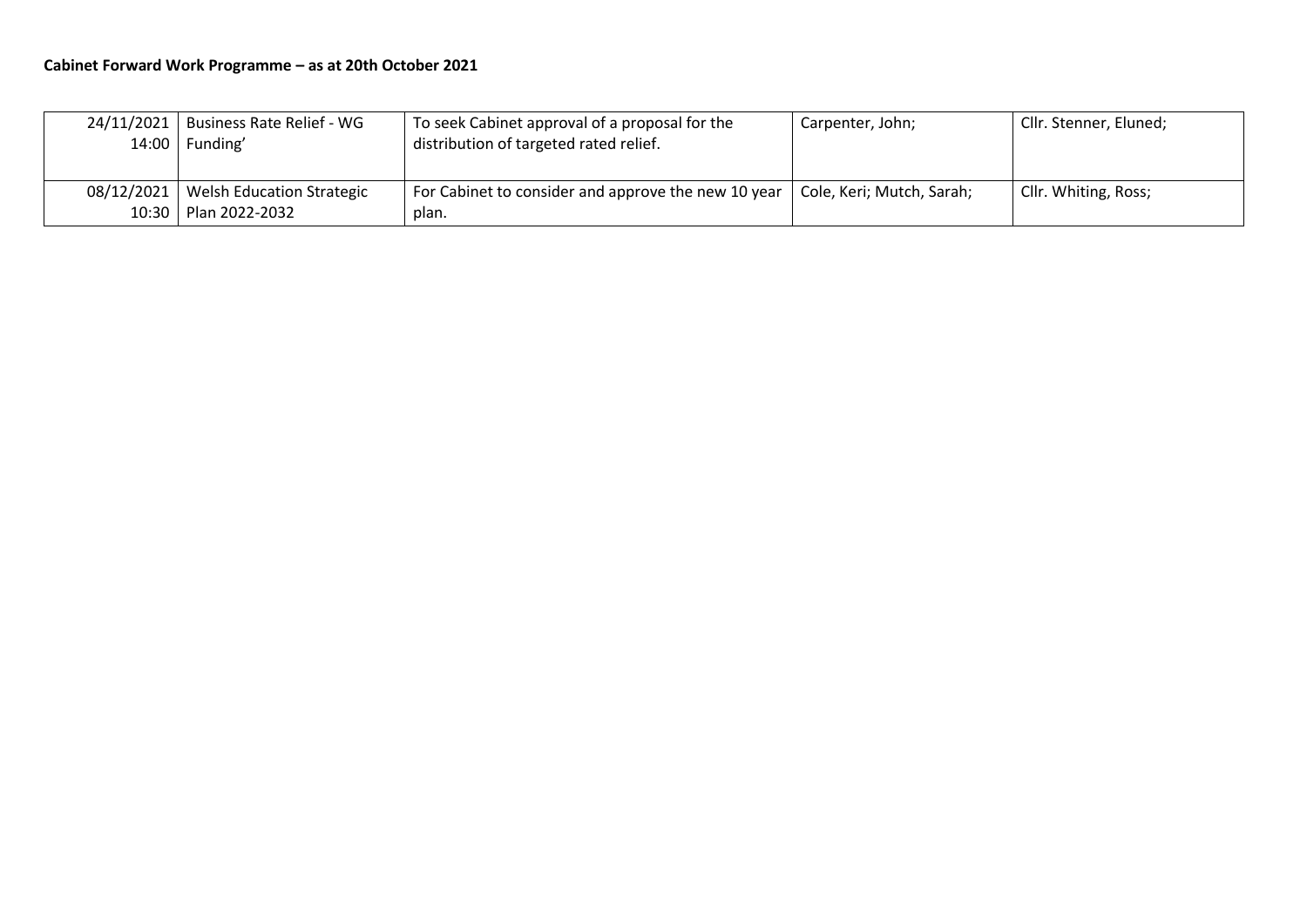**Cabinet Forward Work Programme – as at 20th October 2021**

| | | | | |
|---|---|---|---|---|
| 24/11/2021 14:00 | Business Rate Relief - WG Funding' | To seek Cabinet approval of a proposal for the distribution of targeted rated relief. | Carpenter, John; | Cllr. Stenner, Eluned; |
| 08/12/2021 10:30 | Welsh Education Strategic Plan 2022-2032 | For Cabinet to consider and approve the new 10 year plan. | Cole, Keri; Mutch, Sarah; | Cllr. Whiting, Ross; |